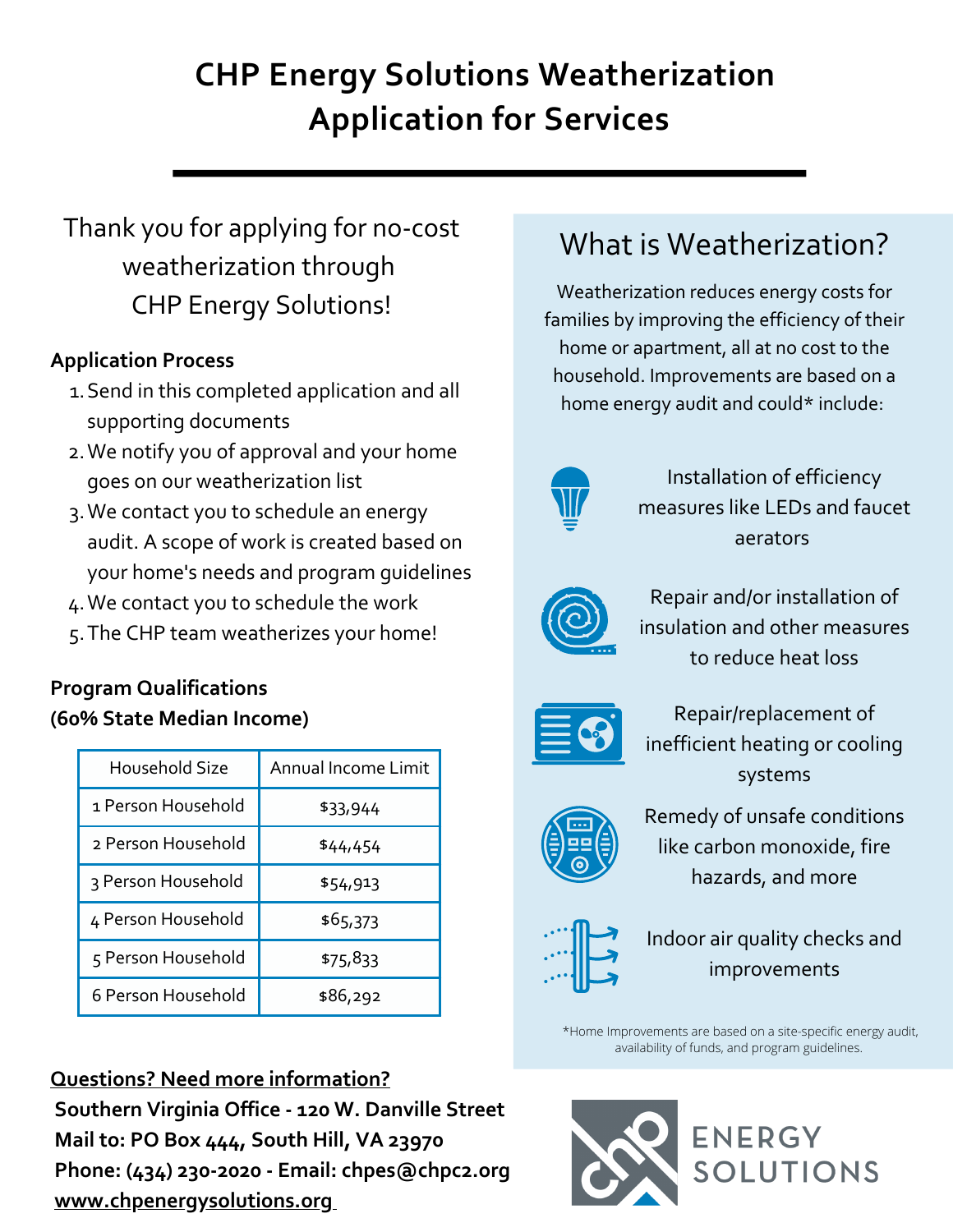# CHP Energy Solutions Weatherization Application for Services

Thank you for applying for no-cost weatherization through CHP Energy Solutions!

**Application Process**

1. Send in this completed application and all supporting documents
2. We notify you of approval and your home goes on our weatherization list
3. We contact you to schedule an energy audit. A scope of work is created based on your home's needs and program guidelines
4. We contact you to schedule the work
5. The CHP team weatherizes your home!

**Program Qualifications**
**(60% State Median Income)**

| Household Size | Annual Income Limit |
|---|---|
| 1 Person Household | $33,944 |
| 2 Person Household | $44,454 |
| 3 Person Household | $54,913 |
| 4 Person Household | $65,373 |
| 5 Person Household | $75,833 |
| 6 Person Household | $86,292 |

**Questions? Need more information?**

**Southern Virginia Office - 120 W. Danville Street**
**Mail to: PO Box 444, South Hill, VA 23970**
**Phone: (434) 230-2020 - Email: chpes@chpc2.org**
**www.chpenergysolutions.org**

## What is Weatherization?

Weatherization reduces energy costs for families by improving the efficiency of their home or apartment, all at no cost to the household. Improvements are based on a home energy audit and could* include:

- Installation of efficiency measures like LEDs and faucet aerators
- Repair and/or installation of insulation and other measures to reduce heat loss
- Repair/replacement of inefficient heating or cooling systems
- Remedy of unsafe conditions like carbon monoxide, fire hazards, and more
- Indoor air quality checks and improvements

*Home Improvements are based on a site-specific energy audit, availability of funds, and program guidelines.

CHP ENERGY SOLUTIONS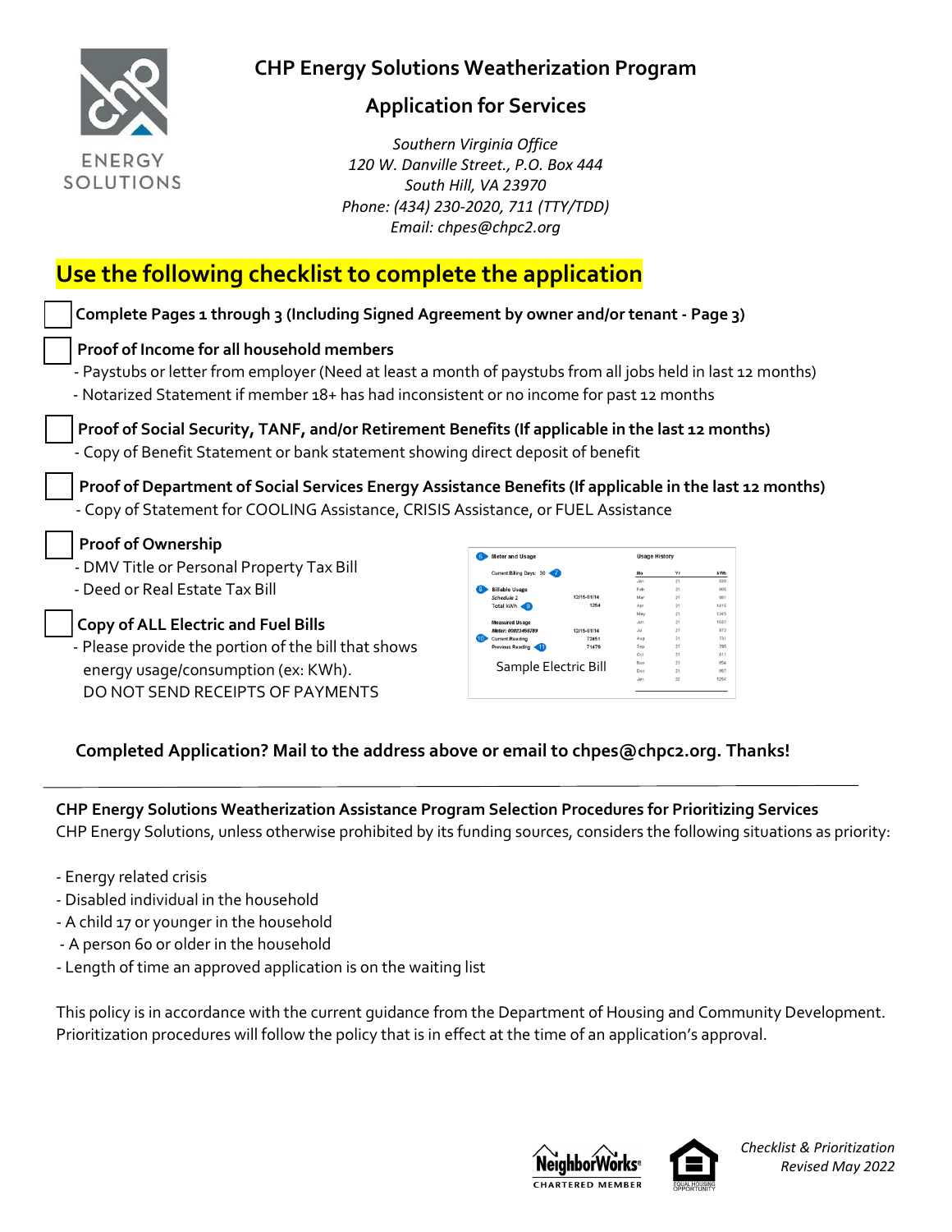# CHP Energy Solutions Weatherization Program

## Application for Services

*Southern Virginia Office*
*120 W. Danville Street., P.O. Box 444*
*South Hill, VA 23970*
*Phone: (434) 230-2020, 711 (TTY/TDD)*
*Email: chpes@chpc2.org*

## Use the following checklist to complete the application

☐ **Complete Pages 1 through 3 (Including Signed Agreement by owner and/or tenant - Page 3)**

☐ **Proof of Income for all household members**
- Paystubs or letter from employer (Need at least a month of paystubs from all jobs held in last 12 months)
- Notarized Statement if member 18+ has had inconsistent or no income for past 12 months

☐ **Proof of Social Security, TANF, and/or Retirement Benefits (If applicable in the last 12 months)**
- Copy of Benefit Statement or bank statement showing direct deposit of benefit

☐ **Proof of Department of Social Services Energy Assistance Benefits (If applicable in the last 12 months)**
- Copy of Statement for COOLING Assistance, CRISIS Assistance, or FUEL Assistance

☐ **Proof of Ownership**
- DMV Title or Personal Property Tax Bill
- Deed or Real Estate Tax Bill

☐ **Copy of ALL Electric and Fuel Bills**
- Please provide the portion of the bill that shows energy usage/consumption (ex: KWh). DO NOT SEND RECEIPTS OF PAYMENTS

Sample Electric Bill

**Completed Application? Mail to the address above or email to chpes@chpc2.org. Thanks!**

---

**CHP Energy Solutions Weatherization Assistance Program Selection Procedures for Prioritizing Services**
CHP Energy Solutions, unless otherwise prohibited by its funding sources, considers the following situations as priority:

- Energy related crisis
- Disabled individual in the household
- A child 17 or younger in the household
- A person 60 or older in the household
- Length of time an approved application is on the waiting list

This policy is in accordance with the current guidance from the Department of Housing and Community Development. Prioritization procedures will follow the policy that is in effect at the time of an application's approval.

*Checklist & Prioritization*
*Revised May 2022*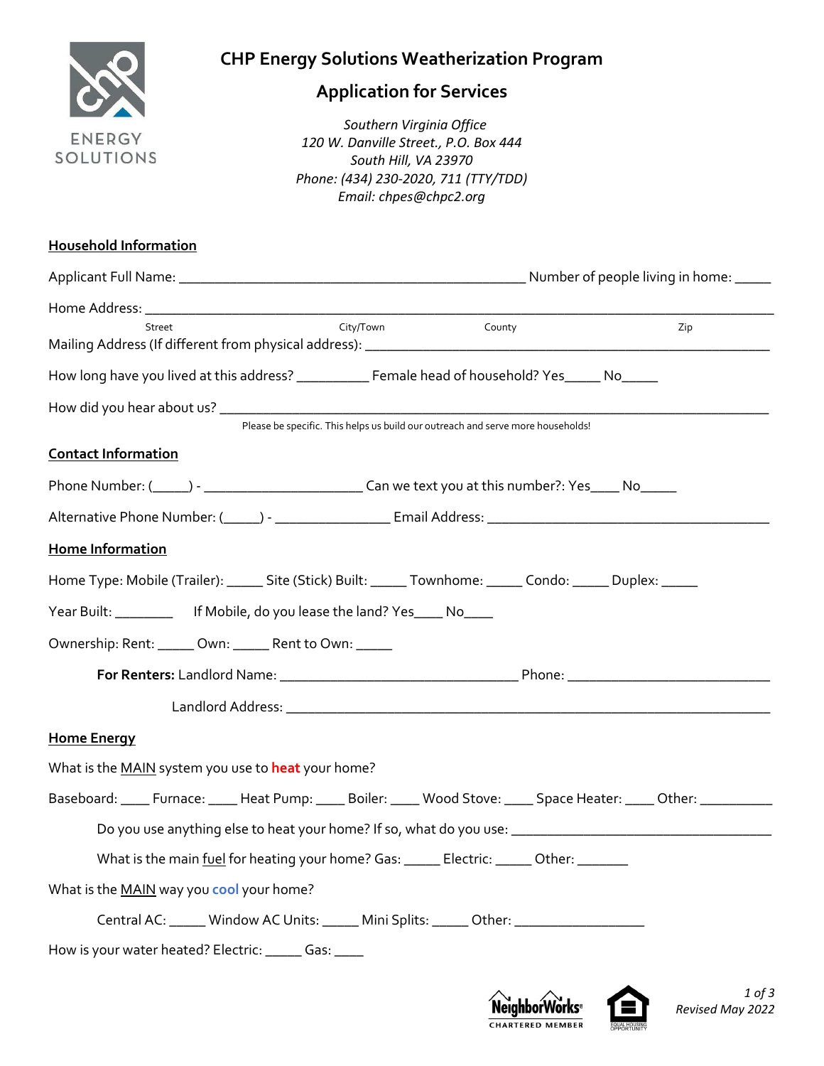**CHP Energy Solutions Weatherization Program**

**Application for Services**

*Southern Virginia Office*
*120 W. Danville Street., P.O. Box 444*
*South Hill, VA 23970*
*Phone: (434) 230-2020, 711 (TTY/TDD)*
*Email: chpes@chpc2.org*

ENERGY SOLUTIONS

## Household Information

Applicant Full Name: ______________________________________________ Number of people living in home: _____

Home Address: ____________________________________________________________________________________

Street City/Town County Zip

Mailing Address (If different from physical address): ________________________________________________________

How long have you lived at this address? __________ Female head of household? Yes_____ No_____

How did you hear about us? ________________________________________________________________________

Please be specific. This helps us build our outreach and serve more households!

## Contact Information

Phone Number: (_____) - _____________________ Can we text you at this number?: Yes____ No_____

Alternative Phone Number: (_____) - _______________ Email Address: _____________________________________

## Home Information

Home Type: Mobile (Trailer): _____ Site (Stick) Built: _____ Townhome: _____ Condo: _____ Duplex: _____

Year Built: ________ If Mobile, do you lease the land? Yes____ No____

Ownership: Rent: _____ Own: _____ Rent to Own: _____

**For Renters:** Landlord Name: ________________________________ Phone: ___________________________

Landlord Address: ________________________________________________________________

## Home Energy

What is the MAIN system you use to **heat** your home?

Baseboard: ____ Furnace: ____ Heat Pump: ____ Boiler: ____ Wood Stove: ____ Space Heater: ____ Other: __________

Do you use anything else to heat your home? If so, what do you use: ___________________________________

What is the main fuel for heating your home? Gas: _____ Electric: _____ Other: _______

What is the MAIN way you **cool** your home?

Central AC: _____ Window AC Units: _____ Mini Splits: _____ Other: _________________

How is your water heated? Electric: _____ Gas: ____

NeighborWorks CHARTERED MEMBER

EQUAL HOUSING OPPORTUNITY

Revised May 2022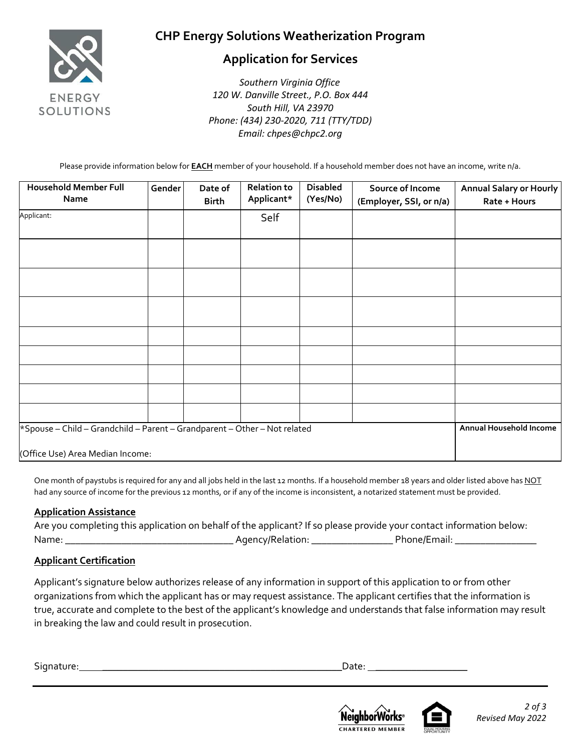# CHP Energy Solutions Weatherization Program

## Application for Services

*Southern Virginia Office*
*120 W. Danville Street., P.O. Box 444*
*South Hill, VA 23970*
*Phone: (434) 230-2020, 711 (TTY/TDD)*
*Email: chpes@chpc2.org*

Please provide information below for **EACH** member of your household. If a household member does not have an income, write n/a.

| Household Member Full Name | Gender | Date of Birth | Relation to Applicant* | Disabled (Yes/No) | Source of Income (Employer, SSI, or n/a) | Annual Salary or Hourly Rate + Hours |
|---|---|---|---|---|---|---|
| Applicant: | | | Self | | | |
| | | | | | | |
| | | | | | | |
| | | | | | | |
| | | | | | | |
| | | | | | | |
| | | | | | | |
| | | | | | | |
| | | | | | | |
| *Spouse – Child – Grandchild – Parent – Grandparent – Other – Not related | | | | | | Annual Household Income |
| (Office Use) Area Median Income: | | | | | | |

One month of paystubs is required for any and all jobs held in the last 12 months. If a household member 18 years and older listed above has NOT had any source of income for the previous 12 months, or if any of the income is inconsistent, a notarized statement must be provided.

### Application Assistance

Are you completing this application on behalf of the applicant? If so please provide your contact information below:

Name: ________________________________ Agency/Relation: ________________ Phone/Email: ________________

### Applicant Certification

Applicant's signature below authorizes release of any information in support of this application to or from other organizations from which the applicant has or may request assistance. The applicant certifies that the information is true, accurate and complete to the best of the applicant's knowledge and understands that false information may result in breaking the law and could result in prosecution.

Signature: ______________________________________________ Date: __________________

*Revised May 2022*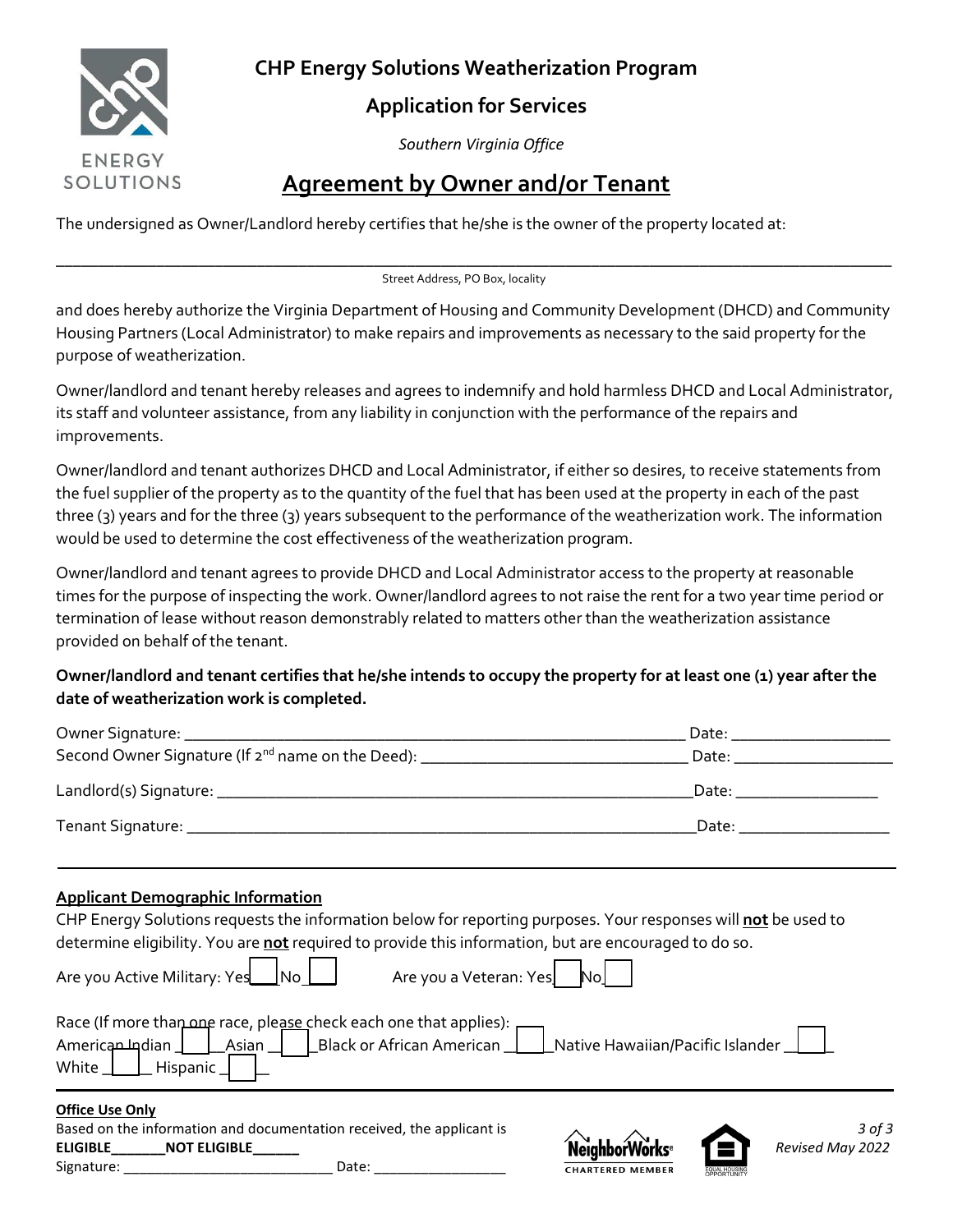# CHP Energy Solutions Weatherization Program

## Application for Services

*Southern Virginia Office*

## Agreement by Owner and/or Tenant

The undersigned as Owner/Landlord hereby certifies that he/she is the owner of the property located at:

_______________________________________________________________________________________________

Street Address, PO Box, locality

and does hereby authorize the Virginia Department of Housing and Community Development (DHCD) and Community Housing Partners (Local Administrator) to make repairs and improvements as necessary to the said property for the purpose of weatherization.

Owner/landlord and tenant hereby releases and agrees to indemnify and hold harmless DHCD and Local Administrator, its staff and volunteer assistance, from any liability in conjunction with the performance of the repairs and improvements.

Owner/landlord and tenant authorizes DHCD and Local Administrator, if either so desires, to receive statements from the fuel supplier of the property as to the quantity of the fuel that has been used at the property in each of the past three (3) years and for the three (3) years subsequent to the performance of the weatherization work. The information would be used to determine the cost effectiveness of the weatherization program.

Owner/landlord and tenant agrees to provide DHCD and Local Administrator access to the property at reasonable times for the purpose of inspecting the work. Owner/landlord agrees to not raise the rent for a two year time period or termination of lease without reason demonstrably related to matters other than the weatherization assistance provided on behalf of the tenant.

**Owner/landlord and tenant certifies that he/she intends to occupy the property for at least one (1) year after the date of weatherization work is completed.**

Owner Signature: ____________________________________________ Date: ______________

Second Owner Signature (If 2nd name on the Deed): ________________________ Date: ______________

Landlord(s) Signature: _________________________________________ Date: ______________

Tenant Signature: _____________________________________________ Date: ______________

---

**Applicant Demographic Information**

CHP Energy Solutions requests the information below for reporting purposes. Your responses will **not** be used to determine eligibility. You are **not** required to provide this information, but are encouraged to do so.

Are you Active Military: Yes ☐ No ☐ Are you a Veteran: Yes ☐ No ☐

Race (If more than one race, please check each one that applies):
American Indian ☐ Asian ☐ Black or African American ☐ Native Hawaiian/Pacific Islander ☐
White ☐ Hispanic ☐

---

**Office Use Only**

Based on the information and documentation received, the applicant is
**ELIGIBLE_______ NOT ELIGIBLE______**
Signature: ___________________________ Date: _________________

*Revised May 2022*